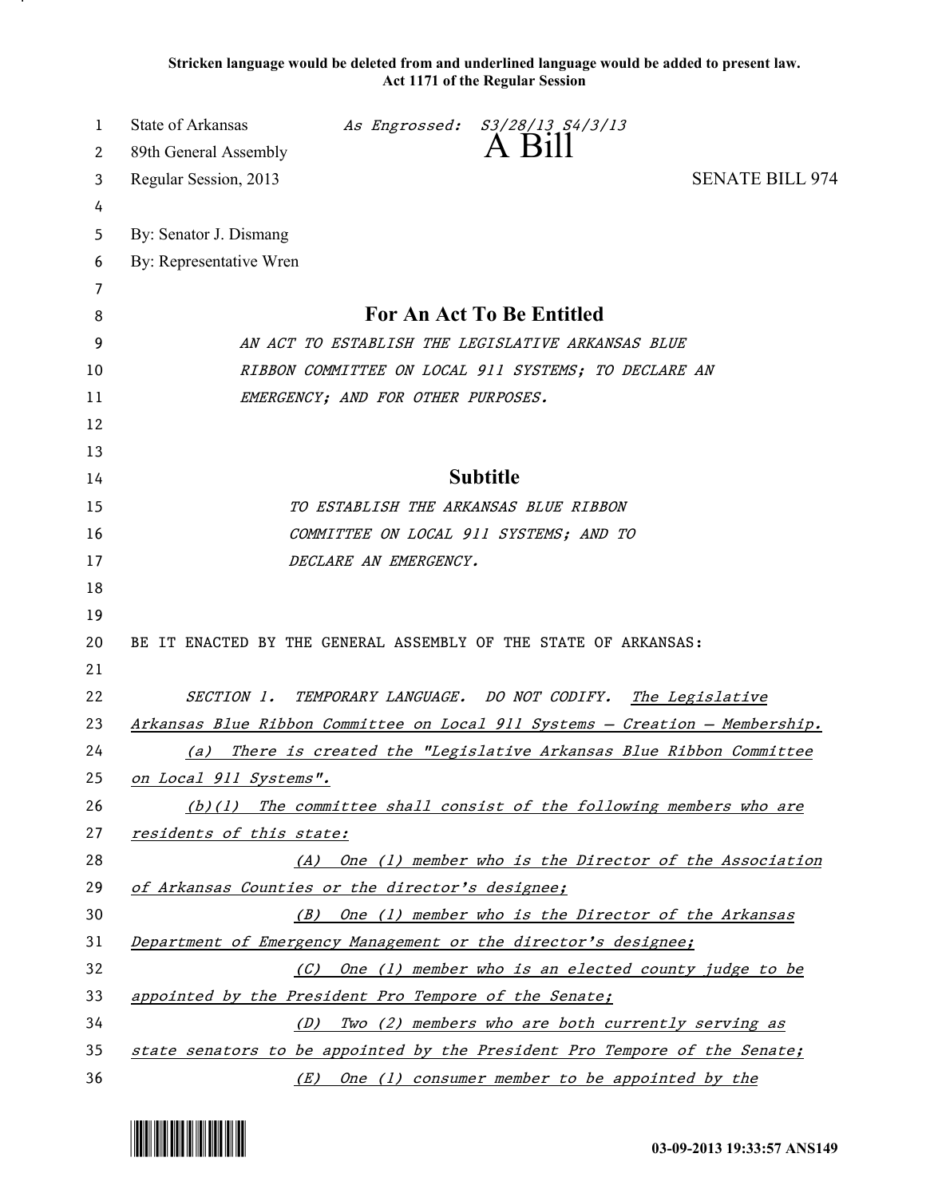**Stricken language would be deleted from and underlined language would be added to present law.**
**Act 1171 of the Regular Session**

State of Arkansas *As Engrossed: S3/28/13 S4/3/13*
89th General Assembly **A Bill**
Regular Session, 2013 SENATE BILL 974

By: Senator J. Dismang
By: Representative Wren

## For An Act To Be Entitled

*AN ACT TO ESTABLISH THE LEGISLATIVE ARKANSAS BLUE RIBBON COMMITTEE ON LOCAL 911 SYSTEMS; TO DECLARE AN EMERGENCY; AND FOR OTHER PURPOSES.*

## Subtitle

*TO ESTABLISH THE ARKANSAS BLUE RIBBON COMMITTEE ON LOCAL 911 SYSTEMS; AND TO DECLARE AN EMERGENCY.*

BE IT ENACTED BY THE GENERAL ASSEMBLY OF THE STATE OF ARKANSAS:

*SECTION 1. TEMPORARY LANGUAGE. DO NOT CODIFY.* *The Legislative Arkansas Blue Ribbon Committee on Local 911 Systems — Creation — Membership.*

*(a) There is created the "Legislative Arkansas Blue Ribbon Committee on Local 911 Systems".*

*(b)(1) The committee shall consist of the following members who are residents of this state:*

*(A) One (1) member who is the Director of the Association of Arkansas Counties or the director's designee;*

*(B) One (1) member who is the Director of the Arkansas Department of Emergency Management or the director's designee;*

*(C) One (1) member who is an elected county judge to be appointed by the President Pro Tempore of the Senate;*

*(D) Two (2) members who are both currently serving as state senators to be appointed by the President Pro Tempore of the Senate;*

*(E) One (1) consumer member to be appointed by the*

03-09-2013 19:33:57 ANS149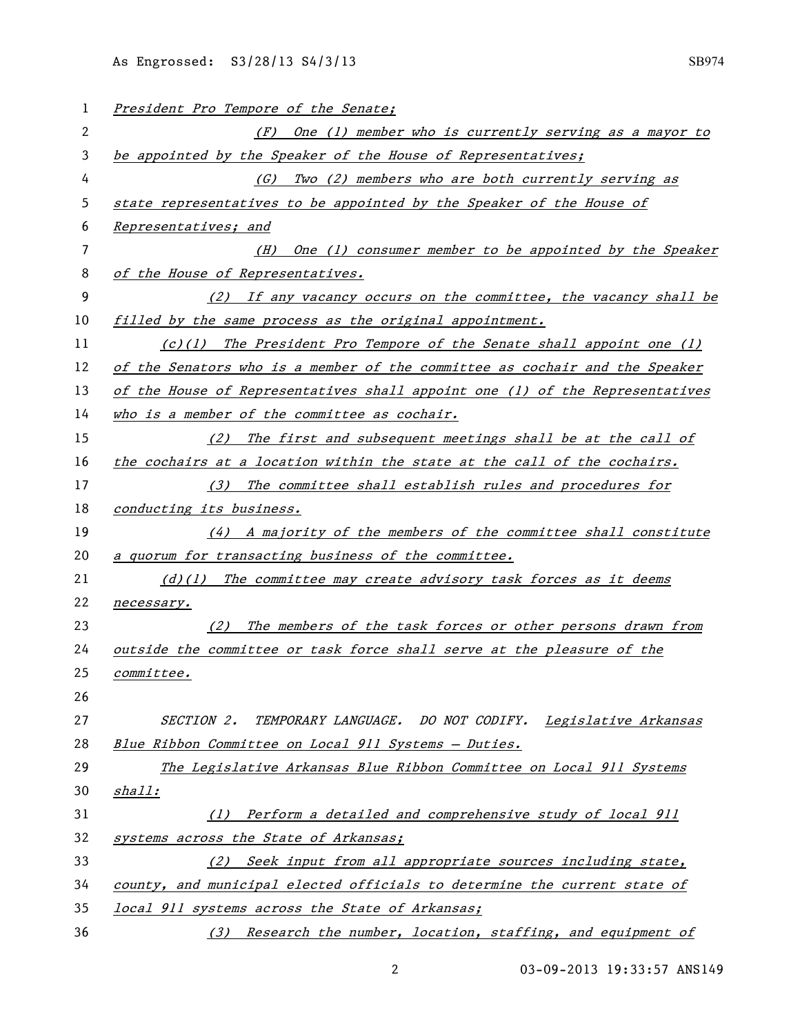*President Pro Tempore of the Senate;*

*(F) One (1) member who is currently serving as a mayor to be appointed by the Speaker of the House of Representatives;*

*(G) Two (2) members who are both currently serving as state representatives to be appointed by the Speaker of the House of Representatives; and*

*(H) One (1) consumer member to be appointed by the Speaker of the House of Representatives.*

*(2) If any vacancy occurs on the committee, the vacancy shall be filled by the same process as the original appointment.*

*(c)(1) The President Pro Tempore of the Senate shall appoint one (1) of the Senators who is a member of the committee as cochair and the Speaker of the House of Representatives shall appoint one (1) of the Representatives who is a member of the committee as cochair.*

*(2) The first and subsequent meetings shall be at the call of the cochairs at a location within the state at the call of the cochairs.*

*(3) The committee shall establish rules and procedures for conducting its business.*

*(4) A majority of the members of the committee shall constitute a quorum for transacting business of the committee.*

*(d)(1) The committee may create advisory task forces as it deems necessary.*

*(2) The members of the task forces or other persons drawn from outside the committee or task force shall serve at the pleasure of the committee.*

*SECTION 2. TEMPORARY LANGUAGE. DO NOT CODIFY. Legislative Arkansas Blue Ribbon Committee on Local 911 Systems — Duties.*

*The Legislative Arkansas Blue Ribbon Committee on Local 911 Systems shall:*

*(1) Perform a detailed and comprehensive study of local 911 systems across the State of Arkansas;*

*(2) Seek input from all appropriate sources including state, county, and municipal elected officials to determine the current state of local 911 systems across the State of Arkansas;*

*(3) Research the number, location, staffing, and equipment of*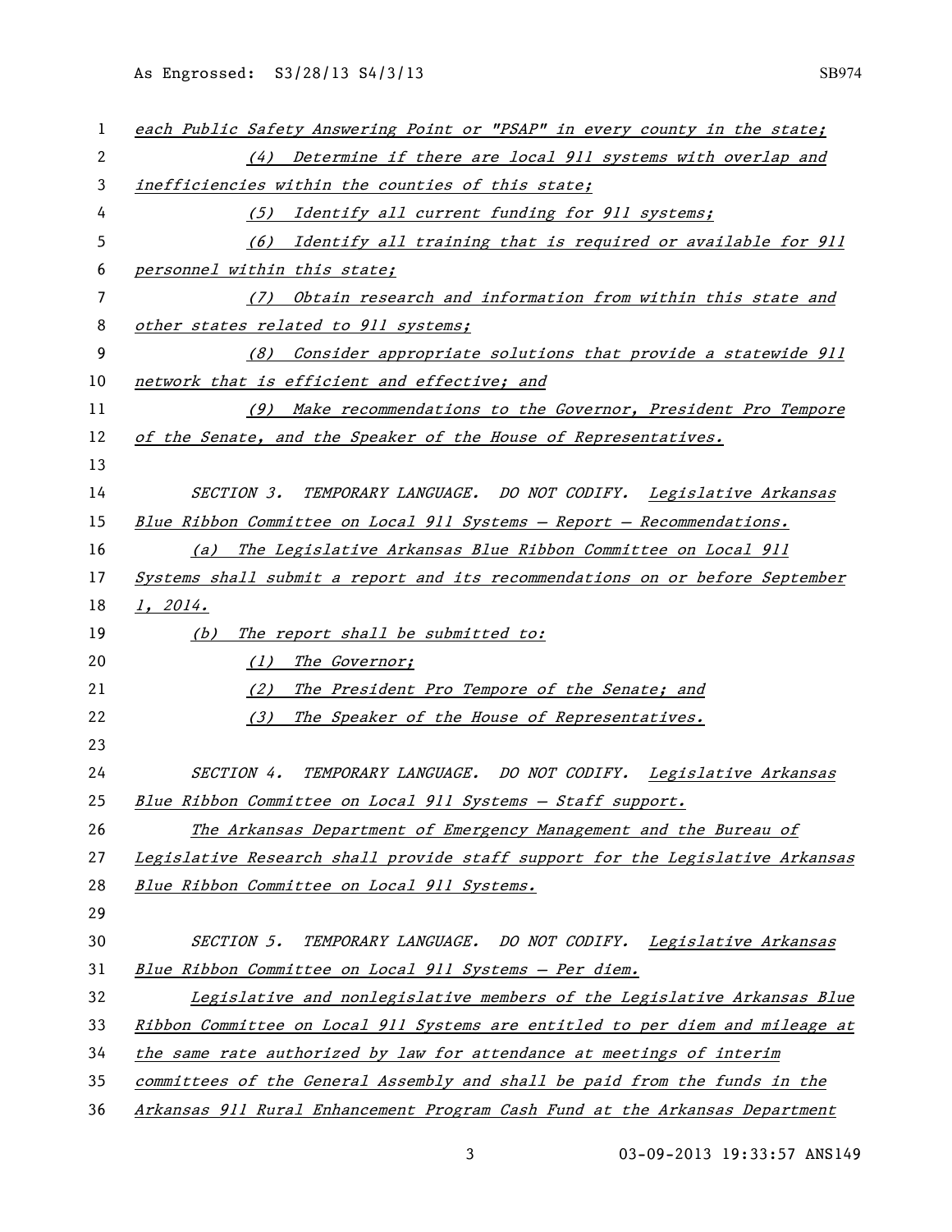each Public Safety Answering Point or "PSAP" in every county in the state;

(4) Determine if there are local 911 systems with overlap and inefficiencies within the counties of this state;

(5) Identify all current funding for 911 systems;

(6) Identify all training that is required or available for 911 personnel within this state;

(7) Obtain research and information from within this state and other states related to 911 systems;

(8) Consider appropriate solutions that provide a statewide 911 network that is efficient and effective; and

(9) Make recommendations to the Governor, President Pro Tempore of the Senate, and the Speaker of the House of Representatives.

SECTION 3. TEMPORARY LANGUAGE. DO NOT CODIFY. Legislative Arkansas Blue Ribbon Committee on Local 911 Systems — Report — Recommendations.

(a) The Legislative Arkansas Blue Ribbon Committee on Local 911 Systems shall submit a report and its recommendations on or before September 1, 2014.

(b) The report shall be submitted to:

(1) The Governor;

(2) The President Pro Tempore of the Senate; and

(3) The Speaker of the House of Representatives.

SECTION 4. TEMPORARY LANGUAGE. DO NOT CODIFY. Legislative Arkansas Blue Ribbon Committee on Local 911 Systems — Staff support.

The Arkansas Department of Emergency Management and the Bureau of Legislative Research shall provide staff support for the Legislative Arkansas Blue Ribbon Committee on Local 911 Systems.

SECTION 5. TEMPORARY LANGUAGE. DO NOT CODIFY. Legislative Arkansas Blue Ribbon Committee on Local 911 Systems — Per diem.

Legislative and nonlegislative members of the Legislative Arkansas Blue Ribbon Committee on Local 911 Systems are entitled to per diem and mileage at the same rate authorized by law for attendance at meetings of interim committees of the General Assembly and shall be paid from the funds in the Arkansas 911 Rural Enhancement Program Cash Fund at the Arkansas Department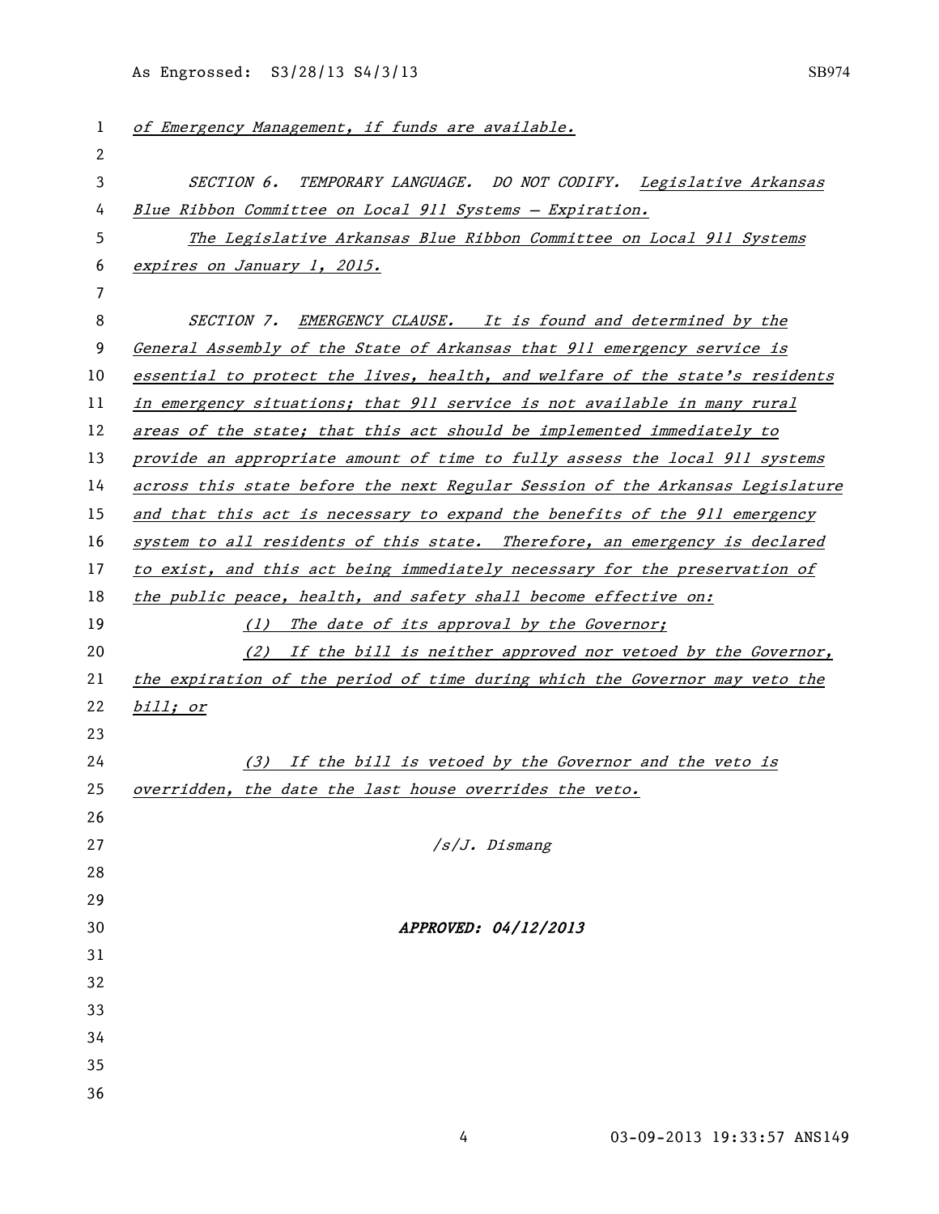*of Emergency Management, if funds are available.*

*SECTION 6. TEMPORARY LANGUAGE. DO NOT CODIFY. Legislative Arkansas Blue Ribbon Committee on Local 911 Systems – Expiration.*

*The Legislative Arkansas Blue Ribbon Committee on Local 911 Systems expires on January 1, 2015.*

*SECTION 7. EMERGENCY CLAUSE. It is found and determined by the General Assembly of the State of Arkansas that 911 emergency service is essential to protect the lives, health, and welfare of the state's residents in emergency situations; that 911 service is not available in many rural areas of the state; that this act should be implemented immediately to provide an appropriate amount of time to fully assess the local 911 systems across this state before the next Regular Session of the Arkansas Legislature and that this act is necessary to expand the benefits of the 911 emergency system to all residents of this state. Therefore, an emergency is declared to exist, and this act being immediately necessary for the preservation of the public peace, health, and safety shall become effective on:*

*(1) The date of its approval by the Governor;*

*(2) If the bill is neither approved nor vetoed by the Governor, the expiration of the period of time during which the Governor may veto the bill; or*

*(3) If the bill is vetoed by the Governor and the veto is overridden, the date the last house overrides the veto.*

*/s/J. Dismang*

***APPROVED: 04/12/2013***